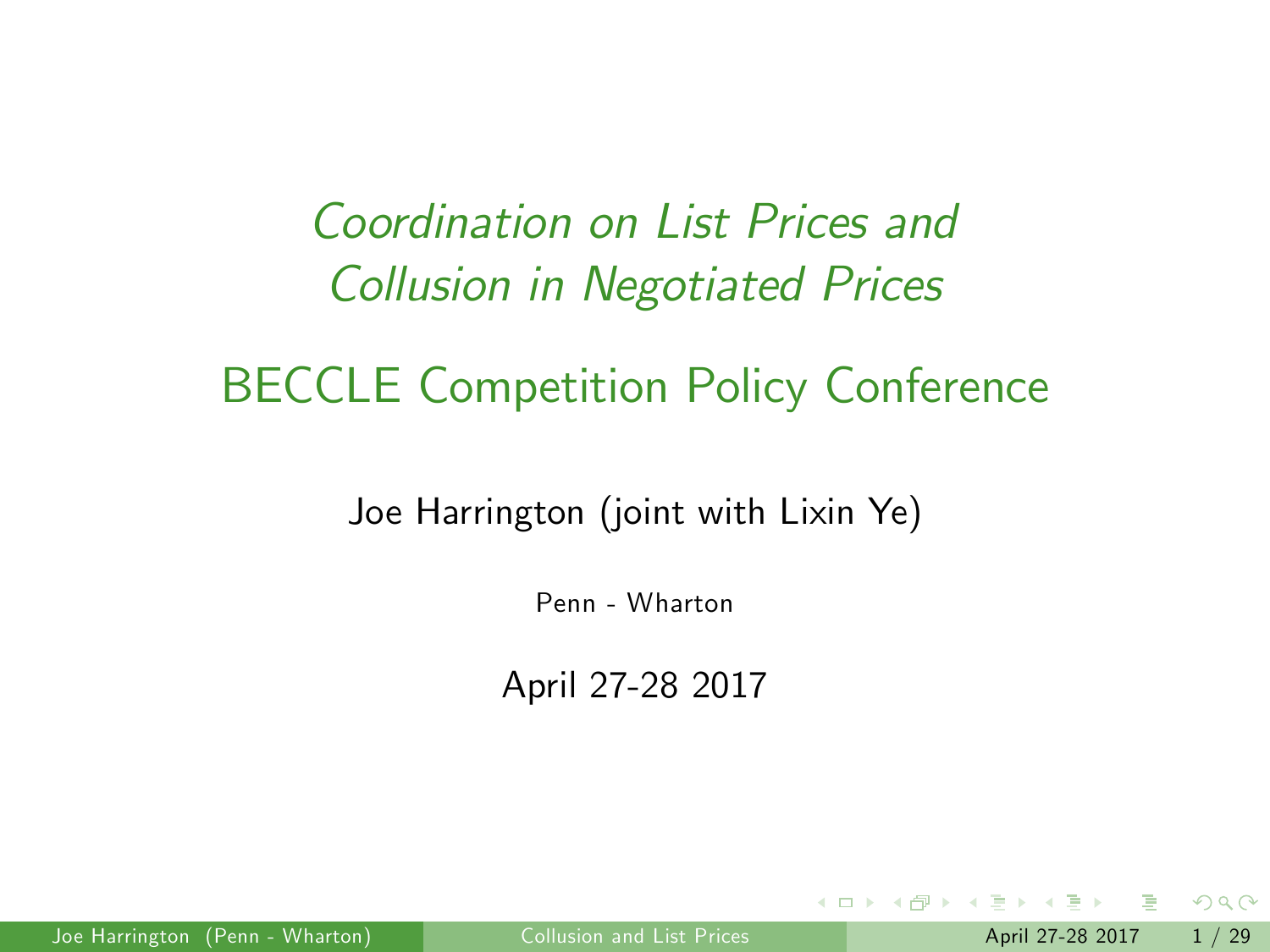# *Coordination on List Prices and Collusion in Negotiated Prices*

## BECCLE Competition Policy Conference

Joe Harrington (joint with Lixin Ye)

Penn - Wharton

April 27-28 2017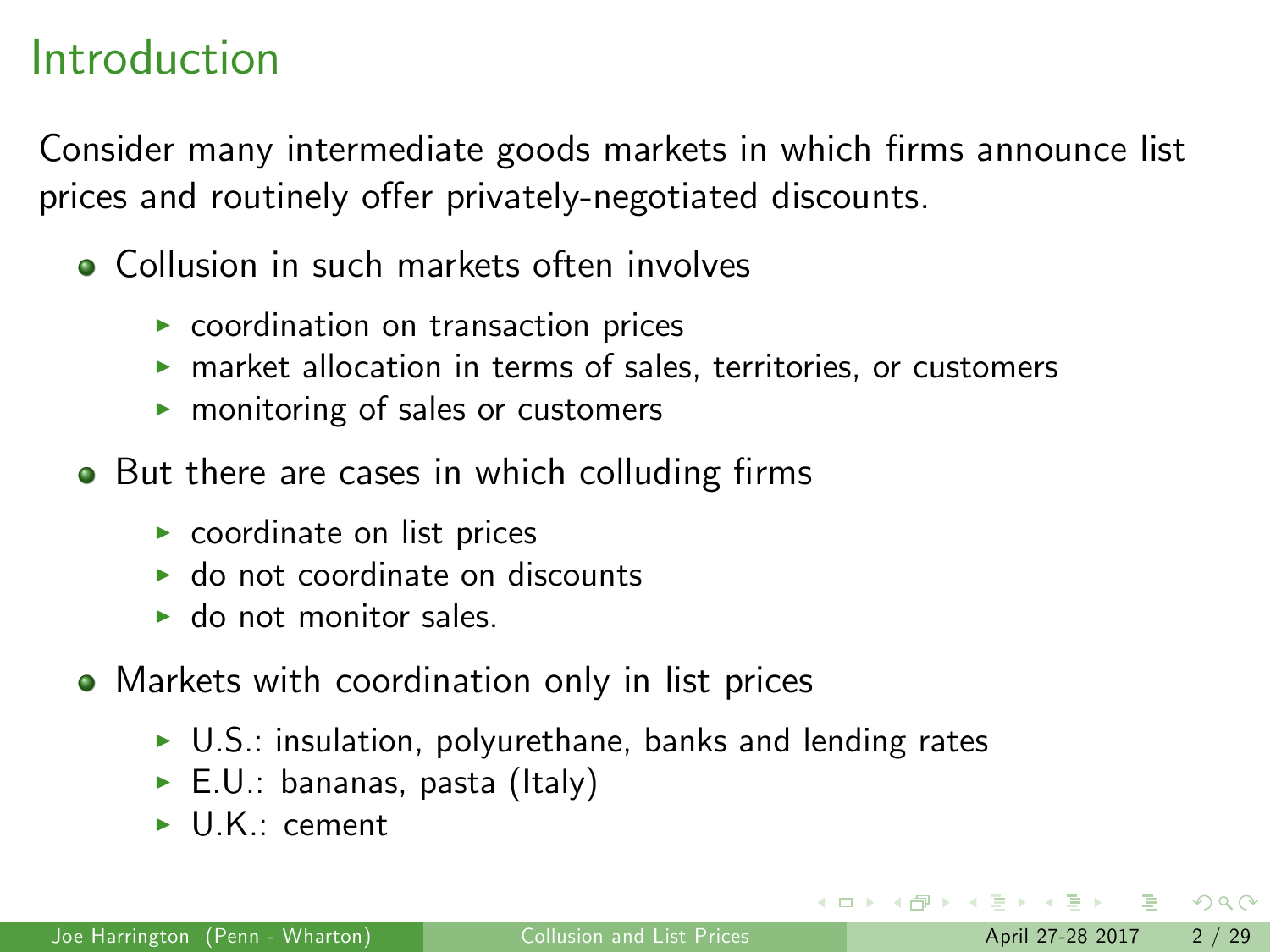# Introduction

Consider many intermediate goods markets in which firms announce list prices and routinely offer privately-negotiated discounts.

- Collusion in such markets often involves
  - coordination on transaction prices
  - market allocation in terms of sales, territories, or customers
  - monitoring of sales or customers
- But there are cases in which colluding firms
  - coordinate on list prices
  - do not coordinate on discounts
  - do not monitor sales.
- Markets with coordination only in list prices
  - U.S.: insulation, polyurethane, banks and lending rates
  - E.U.: bananas, pasta (Italy)
  - U.K.: cement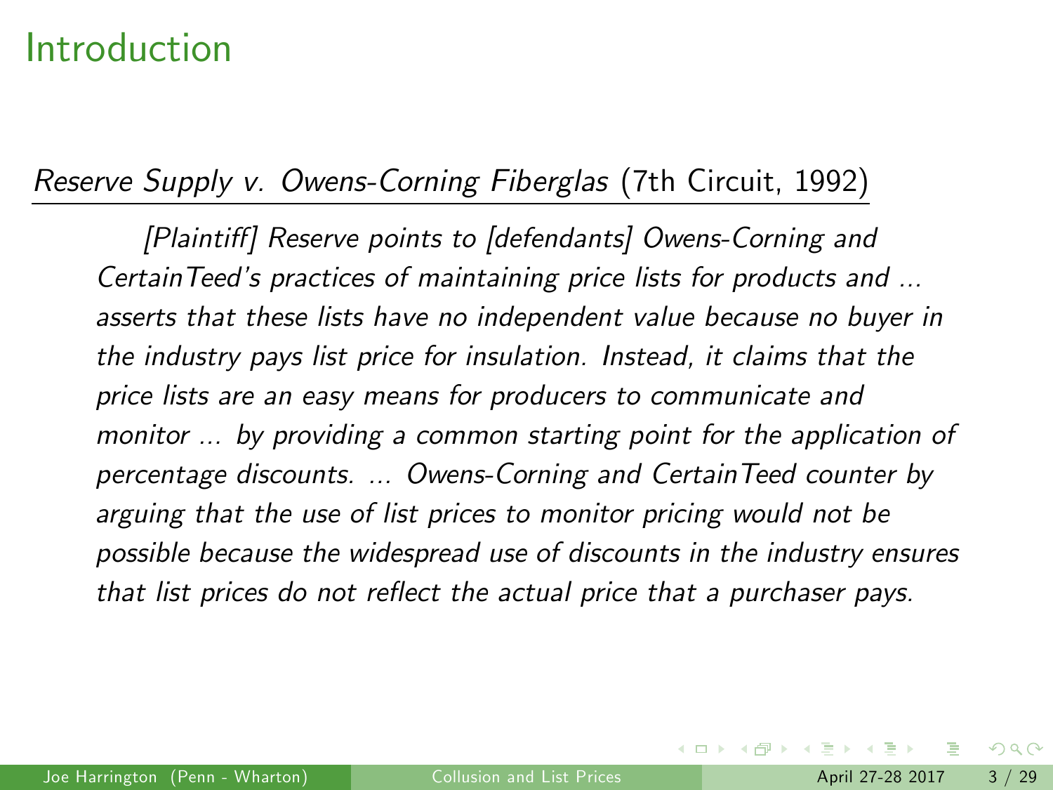# Introduction

*Reserve Supply v. Owens-Corning Fiberglas* (7th Circuit, 1992)

> *[Plaintiff] Reserve points to [defendants] Owens-Corning and CertainTeed's practices of maintaining price lists for products and ... asserts that these lists have no independent value because no buyer in the industry pays list price for insulation. Instead, it claims that the price lists are an easy means for producers to communicate and monitor ... by providing a common starting point for the application of percentage discounts. ... Owens-Corning and CertainTeed counter by arguing that the use of list prices to monitor pricing would not be possible because the widespread use of discounts in the industry ensures that list prices do not reflect the actual price that a purchaser pays.*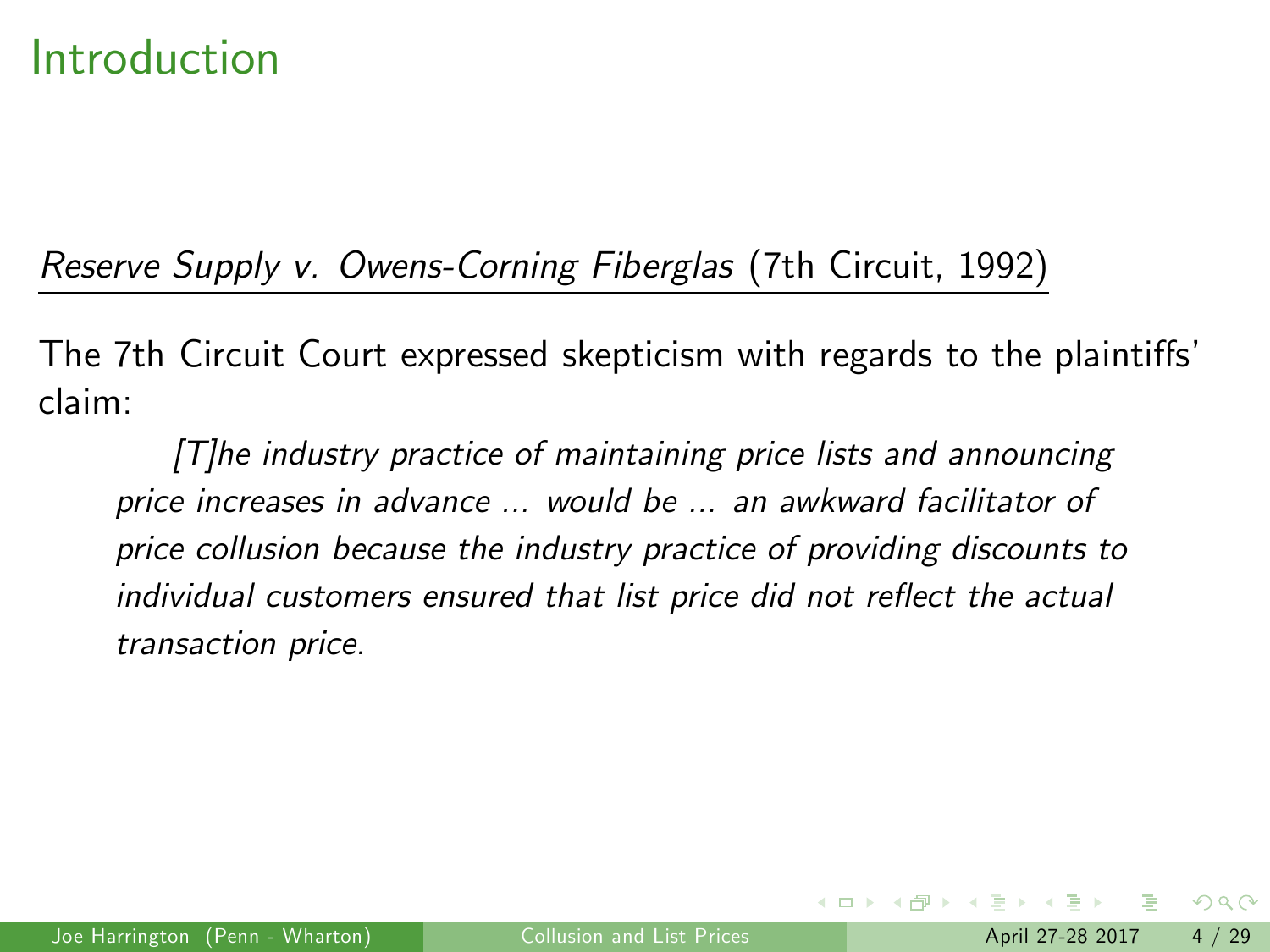# Introduction

*Reserve Supply v. Owens-Corning Fiberglas* (7th Circuit, 1992)

The 7th Circuit Court expressed skepticism with regards to the plaintiffs' claim:

> *[T]he industry practice of maintaining price lists and announcing price increases in advance ... would be ... an awkward facilitator of price collusion because the industry practice of providing discounts to individual customers ensured that list price did not reflect the actual transaction price.*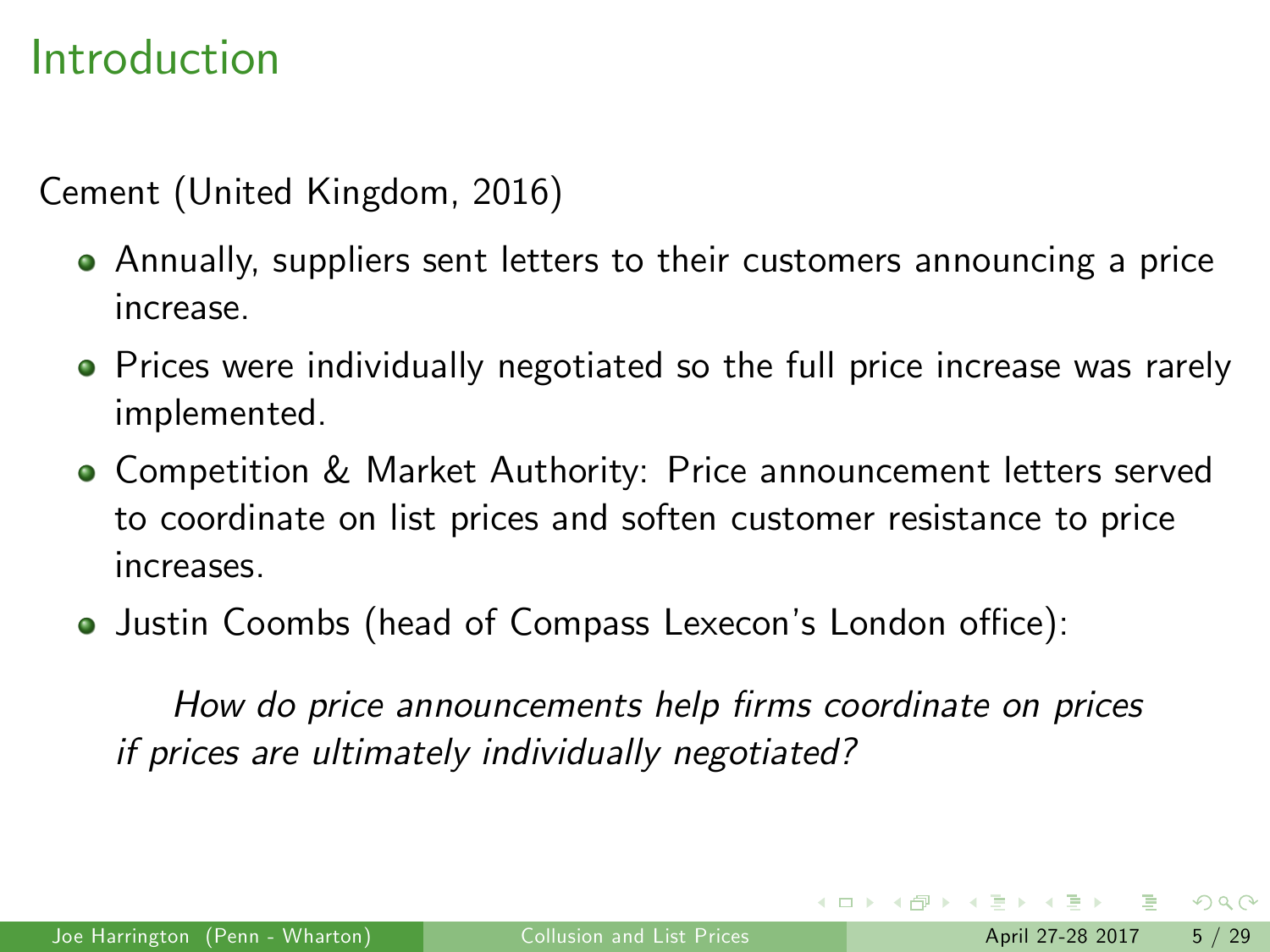# Introduction

Cement (United Kingdom, 2016)

- Annually, suppliers sent letters to their customers announcing a price increase.
- Prices were individually negotiated so the full price increase was rarely implemented.
- Competition & Market Authority: Price announcement letters served to coordinate on list prices and soften customer resistance to price increases.
- Justin Coombs (head of Compass Lexecon's London office):

  *How do price announcements help firms coordinate on prices if prices are ultimately individually negotiated?*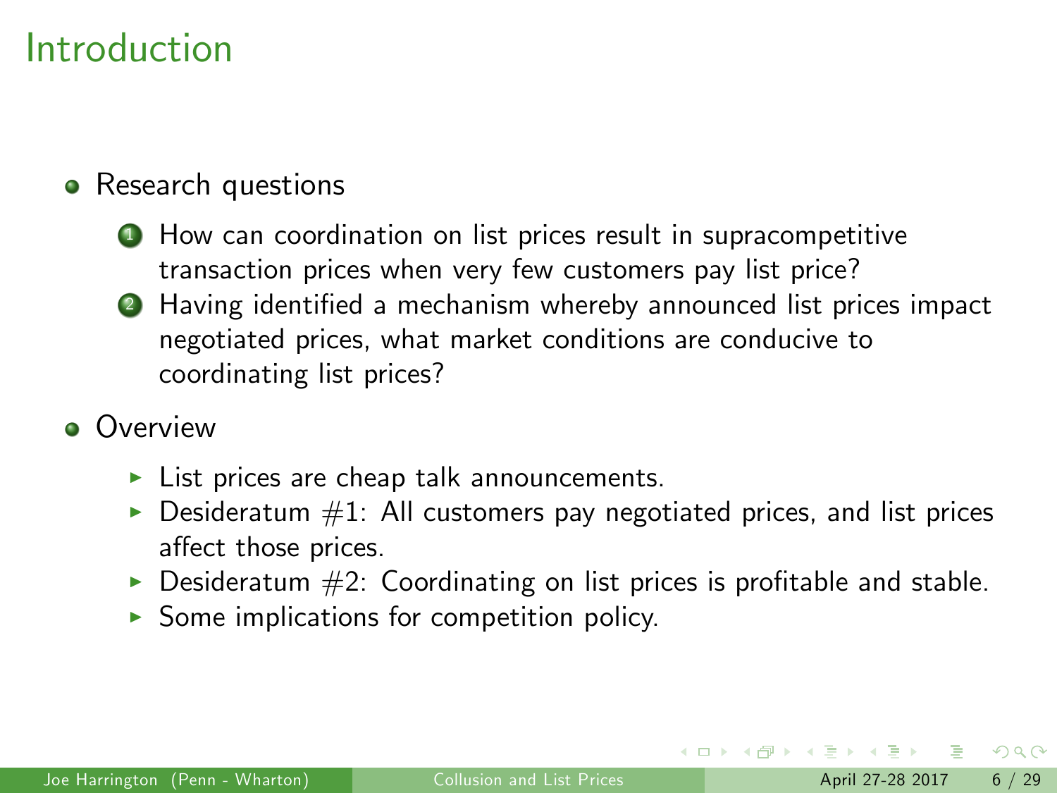# Introduction

- Research questions
  1. How can coordination on list prices result in supracompetitive transaction prices when very few customers pay list price?
  2. Having identified a mechanism whereby announced list prices impact negotiated prices, what market conditions are conducive to coordinating list prices?
- Overview
  - List prices are cheap talk announcements.
  - Desideratum #1: All customers pay negotiated prices, and list prices affect those prices.
  - Desideratum #2: Coordinating on list prices is profitable and stable.
  - Some implications for competition policy.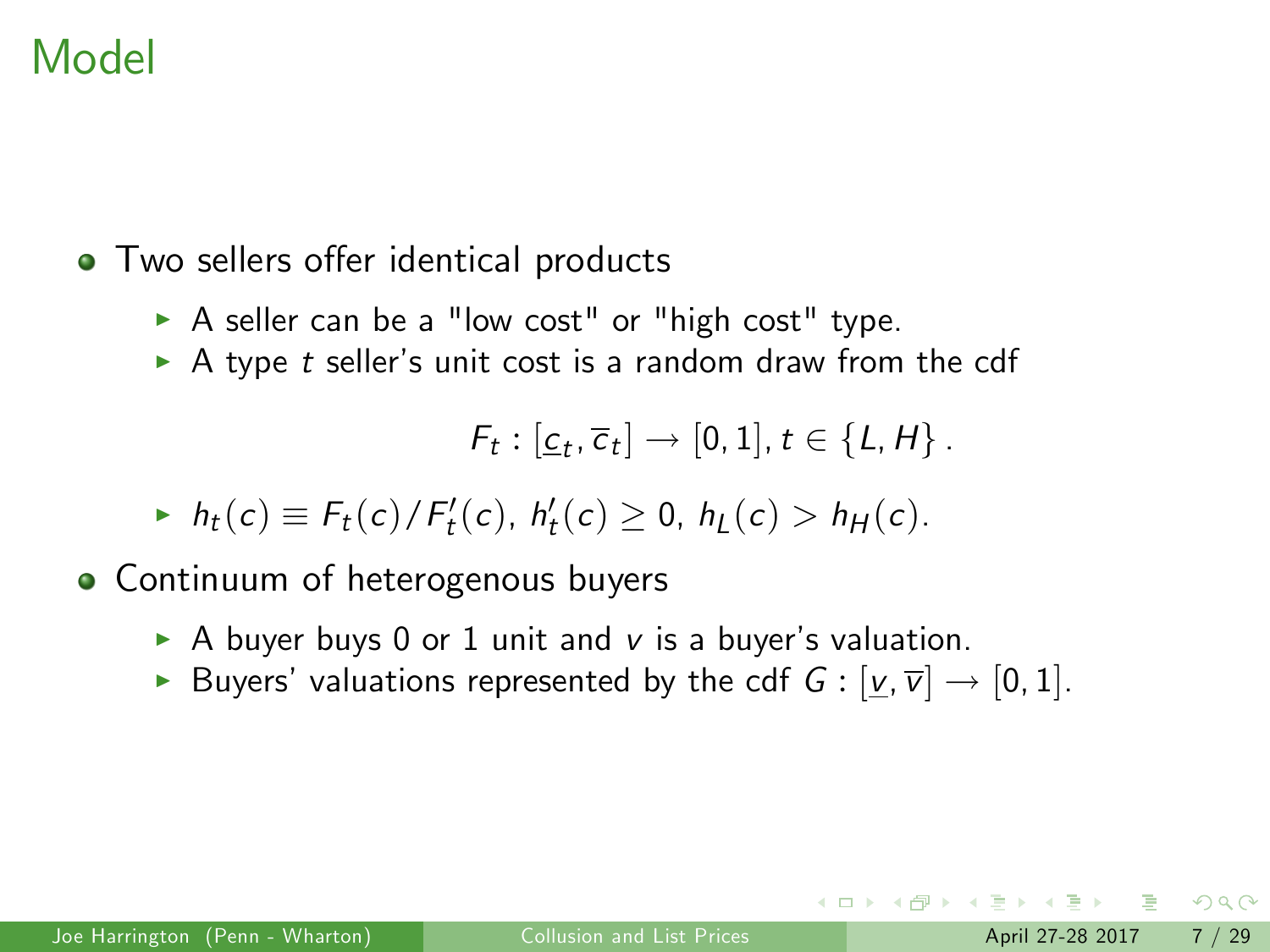# Model

- Two sellers offer identical products
  - A seller can be a "low cost" or "high cost" type.
  - A type $t$ seller's unit cost is a random draw from the cdf

$$F_t : [\underline{c}_t, \overline{c}_t] \rightarrow [0,1], t \in \{L, H\}.$$

  - $h_t(c) \equiv F_t(c)/F_t'(c)$, $h_t'(c) \geq 0$, $h_L(c) > h_H(c)$.
- Continuum of heterogenous buyers
  - A buyer buys 0 or 1 unit and $v$ is a buyer's valuation.
  - Buyers' valuations represented by the cdf $G : [\underline{v}, \overline{v}] \rightarrow [0,1]$.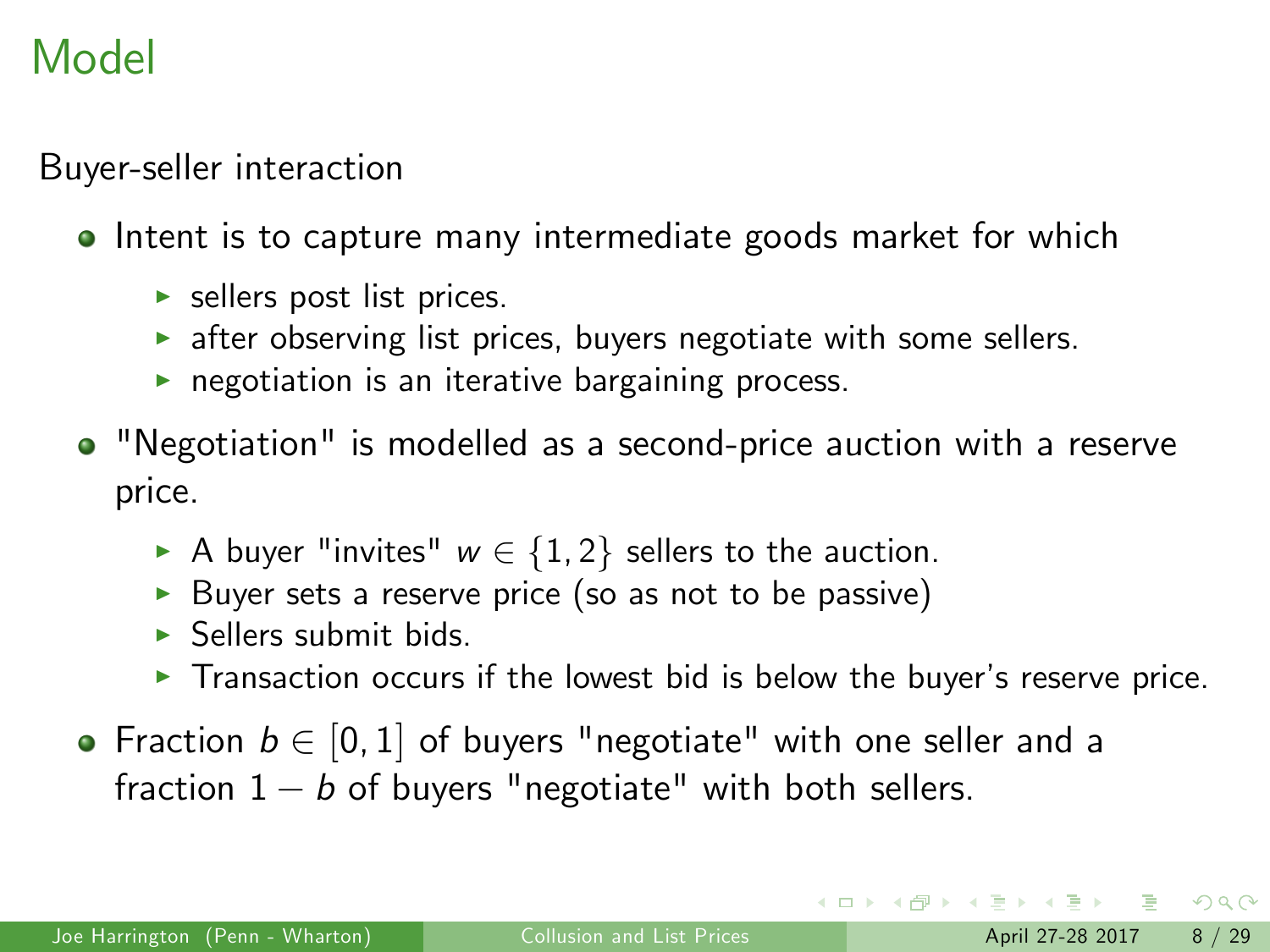# Model

Buyer-seller interaction

- Intent is to capture many intermediate goods market for which
  - sellers post list prices.
  - after observing list prices, buyers negotiate with some sellers.
  - negotiation is an iterative bargaining process.
- "Negotiation" is modelled as a second-price auction with a reserve price.
  - A buyer "invites" $w \in \{1, 2\}$ sellers to the auction.
  - Buyer sets a reserve price (so as not to be passive)
  - Sellers submit bids.
  - Transaction occurs if the lowest bid is below the buyer's reserve price.
- Fraction $b \in [0, 1]$ of buyers "negotiate" with one seller and a fraction $1 - b$ of buyers "negotiate" with both sellers.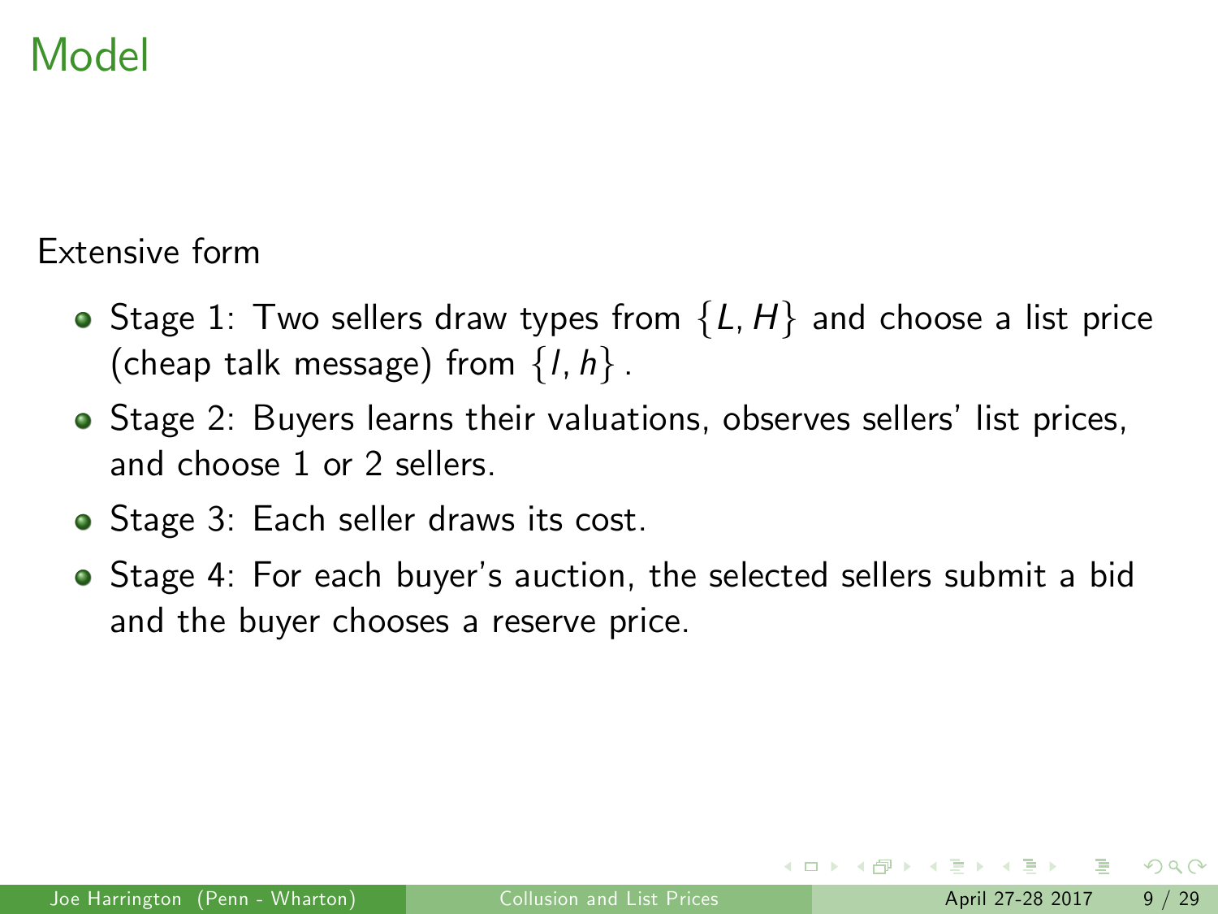# Model

Extensive form

- Stage 1: Two sellers draw types from $\{L, H\}$ and choose a list price (cheap talk message) from $\{l, h\}$.
- Stage 2: Buyers learns their valuations, observes sellers' list prices, and choose 1 or 2 sellers.
- Stage 3: Each seller draws its cost.
- Stage 4: For each buyer's auction, the selected sellers submit a bid and the buyer chooses a reserve price.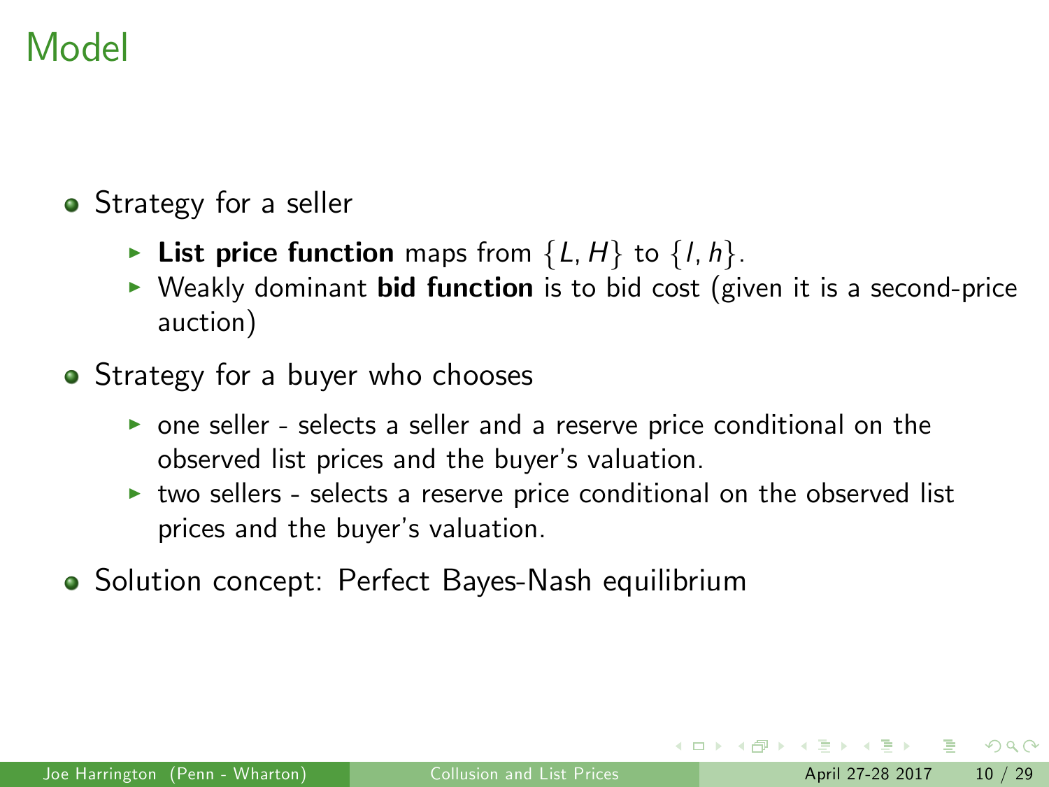# Model

- Strategy for a seller
  - **List price function** maps from $\{L, H\}$ to $\{l, h\}$.
  - Weakly dominant **bid function** is to bid cost (given it is a second-price auction)
- Strategy for a buyer who chooses
  - one seller - selects a seller and a reserve price conditional on the observed list prices and the buyer's valuation.
  - two sellers - selects a reserve price conditional on the observed list prices and the buyer's valuation.
- Solution concept: Perfect Bayes-Nash equilibrium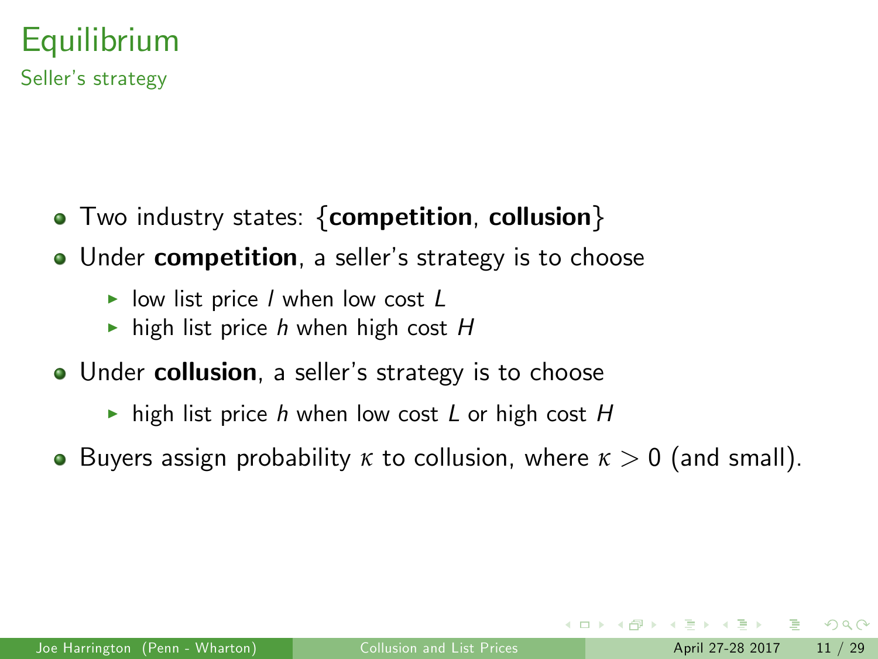# Equilibrium

## Seller's strategy

- Two industry states: {**competition**, **collusion**}
- Under **competition**, a seller's strategy is to choose
  - low list price $l$ when low cost $L$
  - high list price $h$ when high cost $H$
- Under **collusion**, a seller's strategy is to choose
  - high list price $h$ when low cost $L$ or high cost $H$
- Buyers assign probability $\kappa$ to collusion, where $\kappa > 0$ (and small).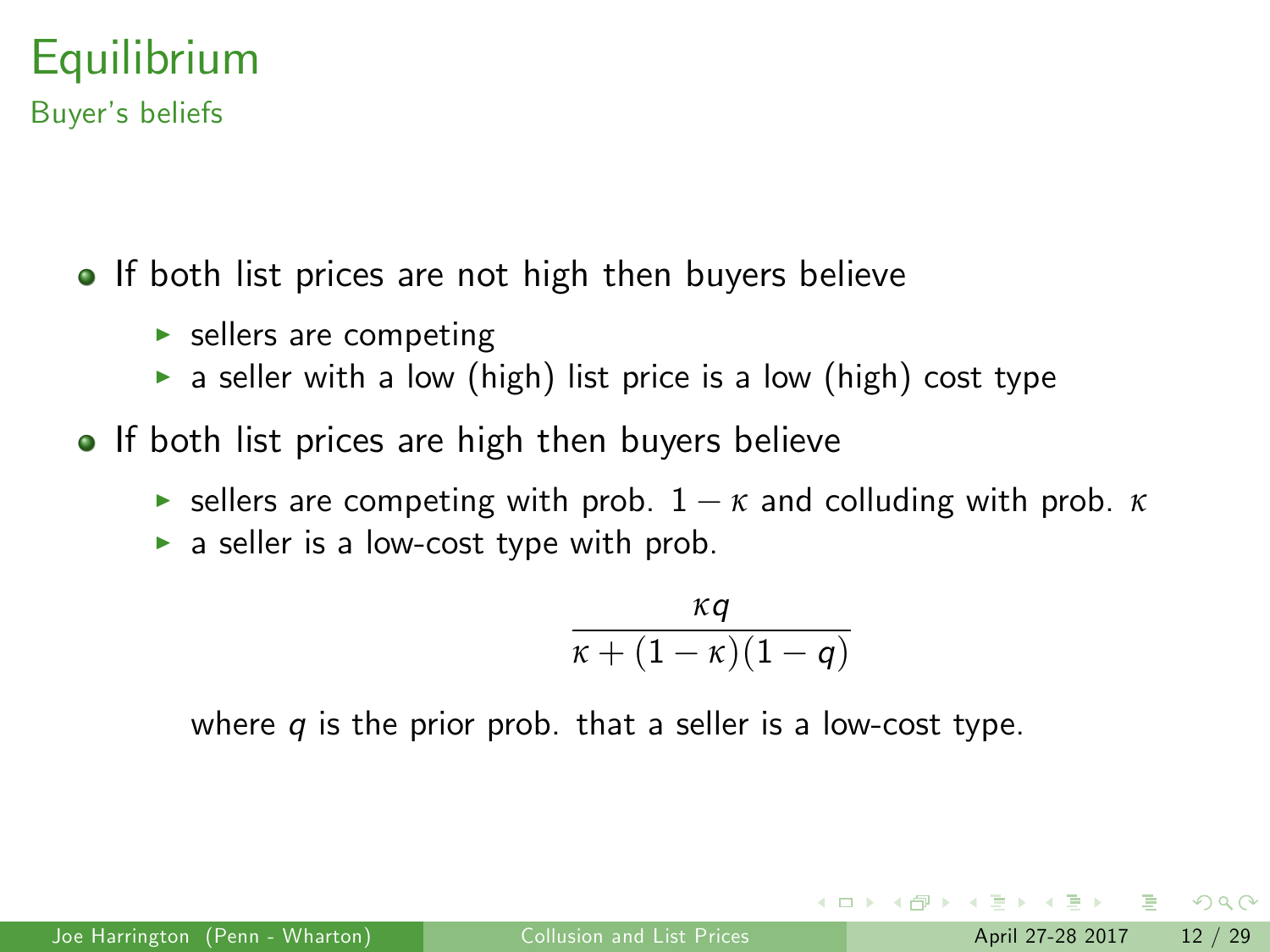# Equilibrium

## Buyer's beliefs

- If both list prices are not high then buyers believe
  - sellers are competing
  - a seller with a low (high) list price is a low (high) cost type
- If both list prices are high then buyers believe
  - sellers are competing with prob. $1 - \kappa$ and colluding with prob. $\kappa$
  - a seller is a low-cost type with prob.

$$\frac{\kappa q}{\kappa + (1 - \kappa)(1 - q)}$$

where $q$ is the prior prob. that a seller is a low-cost type.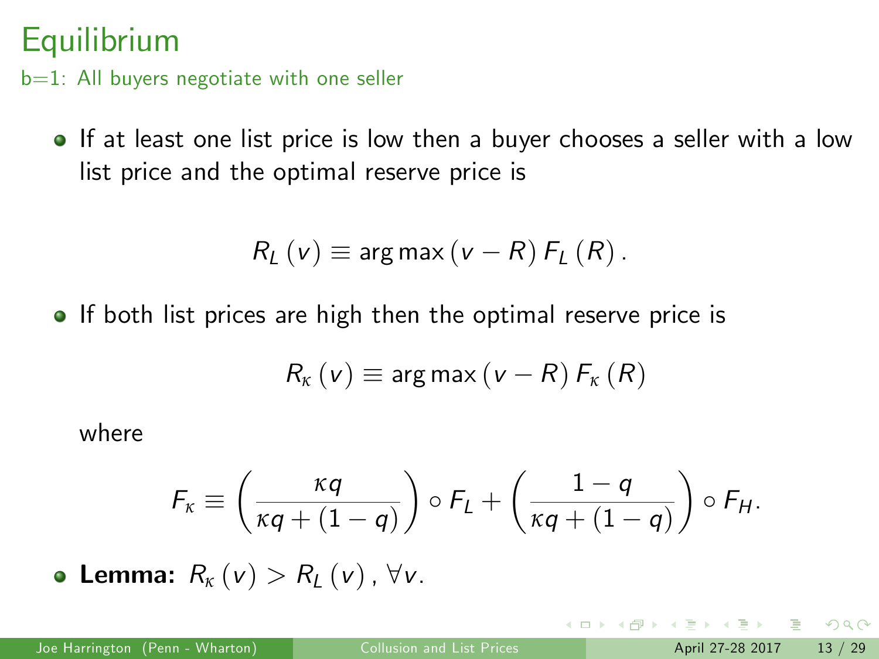# Equilibrium

b=1: All buyers negotiate with one seller

- If at least one list price is low then a buyer chooses a seller with a low list price and the optimal reserve price is

$$R_L(v) \equiv \arg\max (v - R) F_L(R).$$

- If both list prices are high then the optimal reserve price is

$$R_\kappa(v) \equiv \arg\max (v - R) F_\kappa(R)$$

where

$$F_\kappa \equiv \left( \frac{\kappa q}{\kappa q + (1 - q)} \right) \circ F_L + \left( \frac{1 - q}{\kappa q + (1 - q)} \right) \circ F_H.$$

- **Lemma:** $R_\kappa(v) > R_L(v), \forall v.$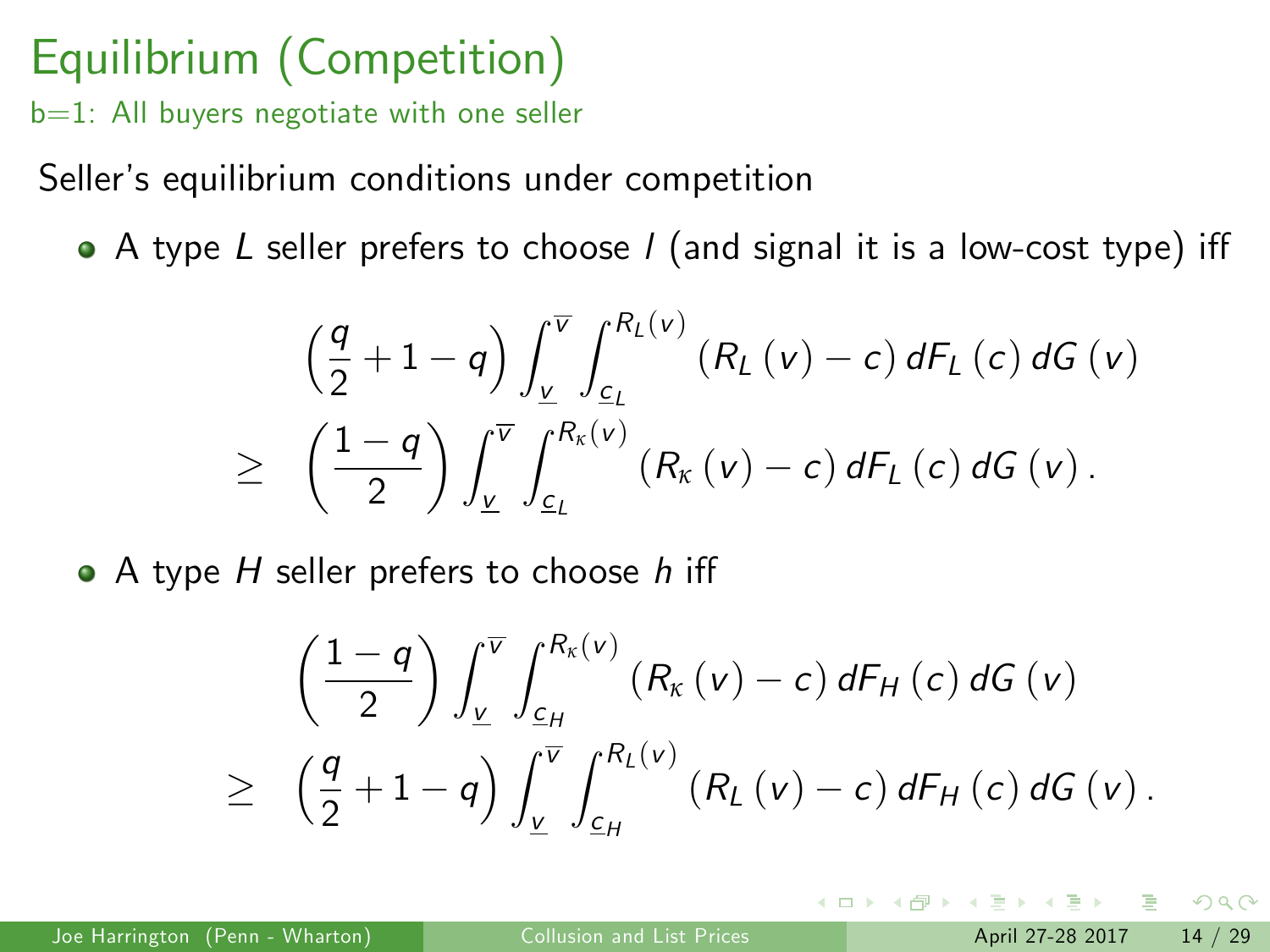# Equilibrium (Competition)

b=1: All buyers negotiate with one seller

Seller's equilibrium conditions under competition

- A type $L$ seller prefers to choose $l$ (and signal it is a low-cost type) iff

$$
\begin{aligned}
&\left(\frac{q}{2}+1-q\right)\int_{\underline{v}}^{\overline{v}}\int_{\underline{c}_L}^{R_L(v)}\left(R_L(v)-c\right)dF_L(c)\,dG(v) \\
\geq\;&\left(\frac{1-q}{2}\right)\int_{\underline{v}}^{\overline{v}}\int_{\underline{c}_L}^{R_\kappa(v)}\left(R_\kappa(v)-c\right)dF_L(c)\,dG(v).
\end{aligned}
$$

- A type $H$ seller prefers to choose $h$ iff

$$
\begin{aligned}
&\left(\frac{1-q}{2}\right)\int_{\underline{v}}^{\overline{v}}\int_{\underline{c}_H}^{R_\kappa(v)}\left(R_\kappa(v)-c\right)dF_H(c)\,dG(v) \\
\geq\;&\left(\frac{q}{2}+1-q\right)\int_{\underline{v}}^{\overline{v}}\int_{\underline{c}_H}^{R_L(v)}\left(R_L(v)-c\right)dF_H(c)\,dG(v).
\end{aligned}
$$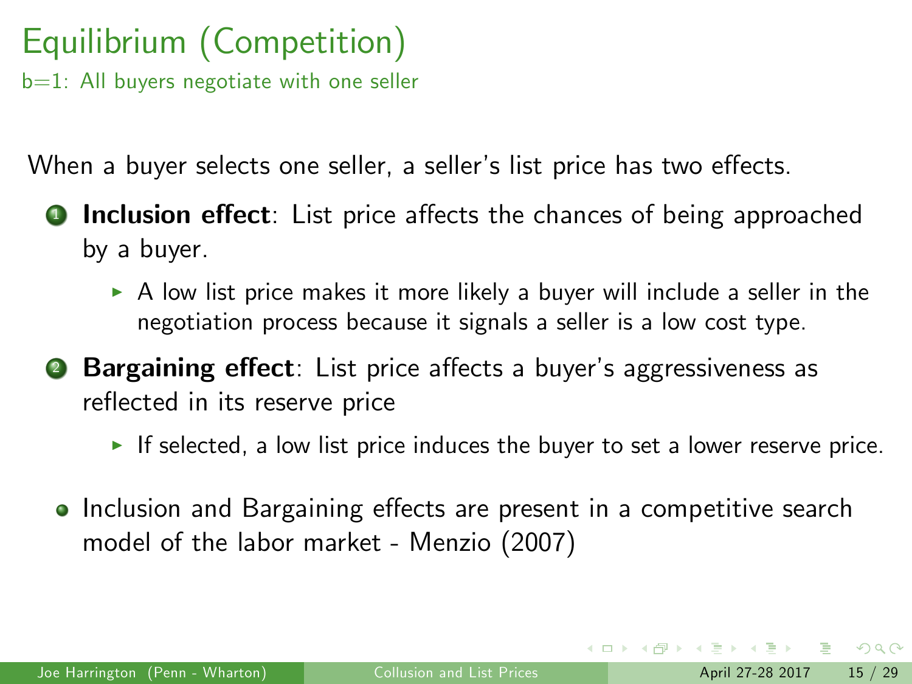# Equilibrium (Competition)

## b=1: All buyers negotiate with one seller

When a buyer selects one seller, a seller's list price has two effects.

1. **Inclusion effect**: List price affects the chances of being approached by a buyer.
   - A low list price makes it more likely a buyer will include a seller in the negotiation process because it signals a seller is a low cost type.
2. **Bargaining effect**: List price affects a buyer's aggressiveness as reflected in its reserve price
   - If selected, a low list price induces the buyer to set a lower reserve price.

- Inclusion and Bargaining effects are present in a competitive search model of the labor market - Menzio (2007)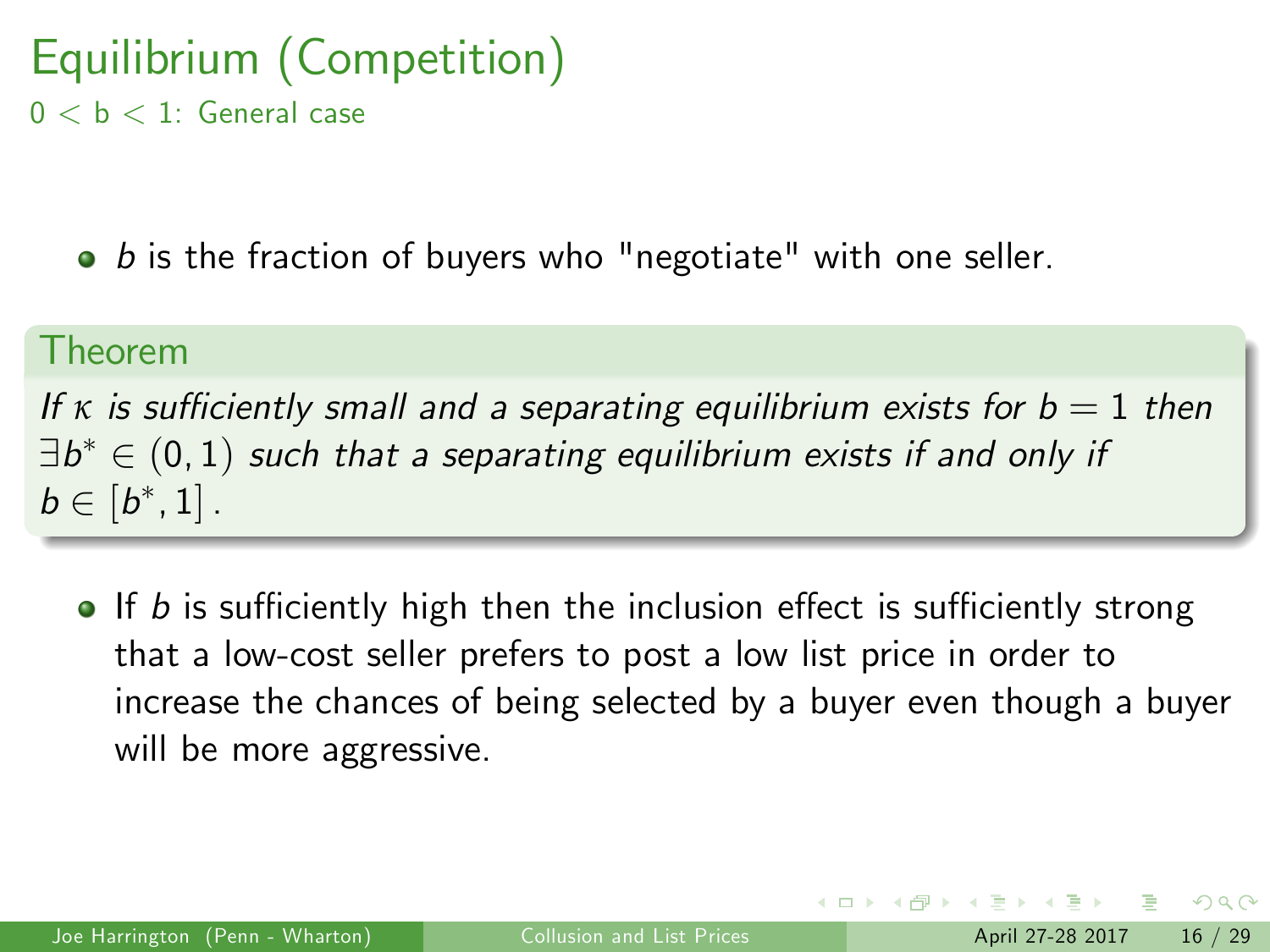# Equilibrium (Competition)

## $0 < b < 1$: General case

- $b$ is the fraction of buyers who "negotiate" with one seller.

**Theorem**

*If $\kappa$ is sufficiently small and a separating equilibrium exists for $b = 1$ then $\exists b^* \in (0, 1)$ such that a separating equilibrium exists if and only if $b \in [b^*, 1]$.*

- If $b$ is sufficiently high then the inclusion effect is sufficiently strong that a low-cost seller prefers to post a low list price in order to increase the chances of being selected by a buyer even though a buyer will be more aggressive.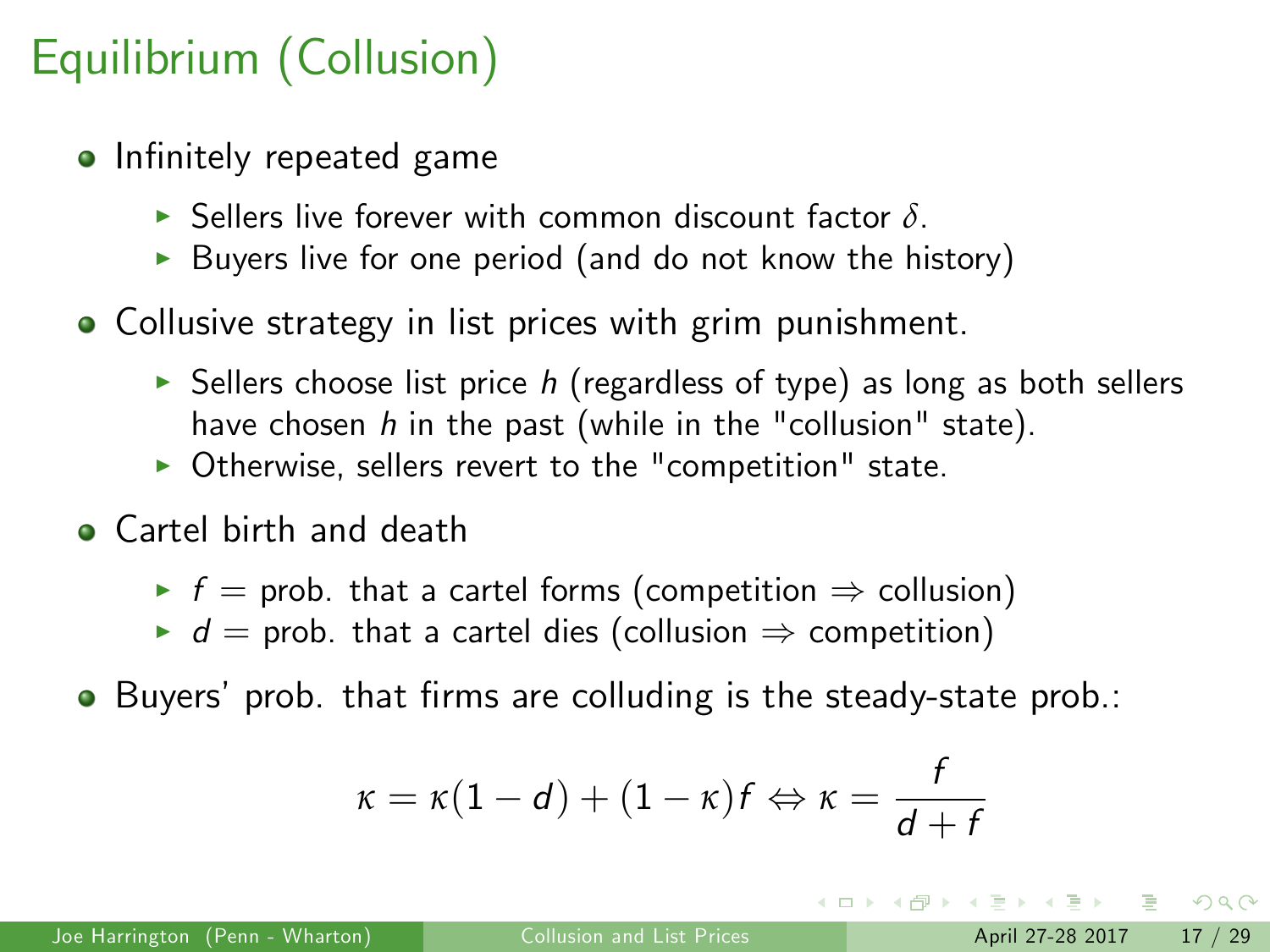# Equilibrium (Collusion)

- Infinitely repeated game
  - Sellers live forever with common discount factor $\delta$.
  - Buyers live for one period (and do not know the history)
- Collusive strategy in list prices with grim punishment.
  - Sellers choose list price $h$ (regardless of type) as long as both sellers have chosen $h$ in the past (while in the "collusion" state).
  - Otherwise, sellers revert to the "competition" state.
- Cartel birth and death
  - $f$ = prob. that a cartel forms (competition $\Rightarrow$ collusion)
  - $d$ = prob. that a cartel dies (collusion $\Rightarrow$ competition)
- Buyers' prob. that firms are colluding is the steady-state prob.:

$$\kappa = \kappa(1-d) + (1-\kappa)f \Leftrightarrow \kappa = \frac{f}{d+f}$$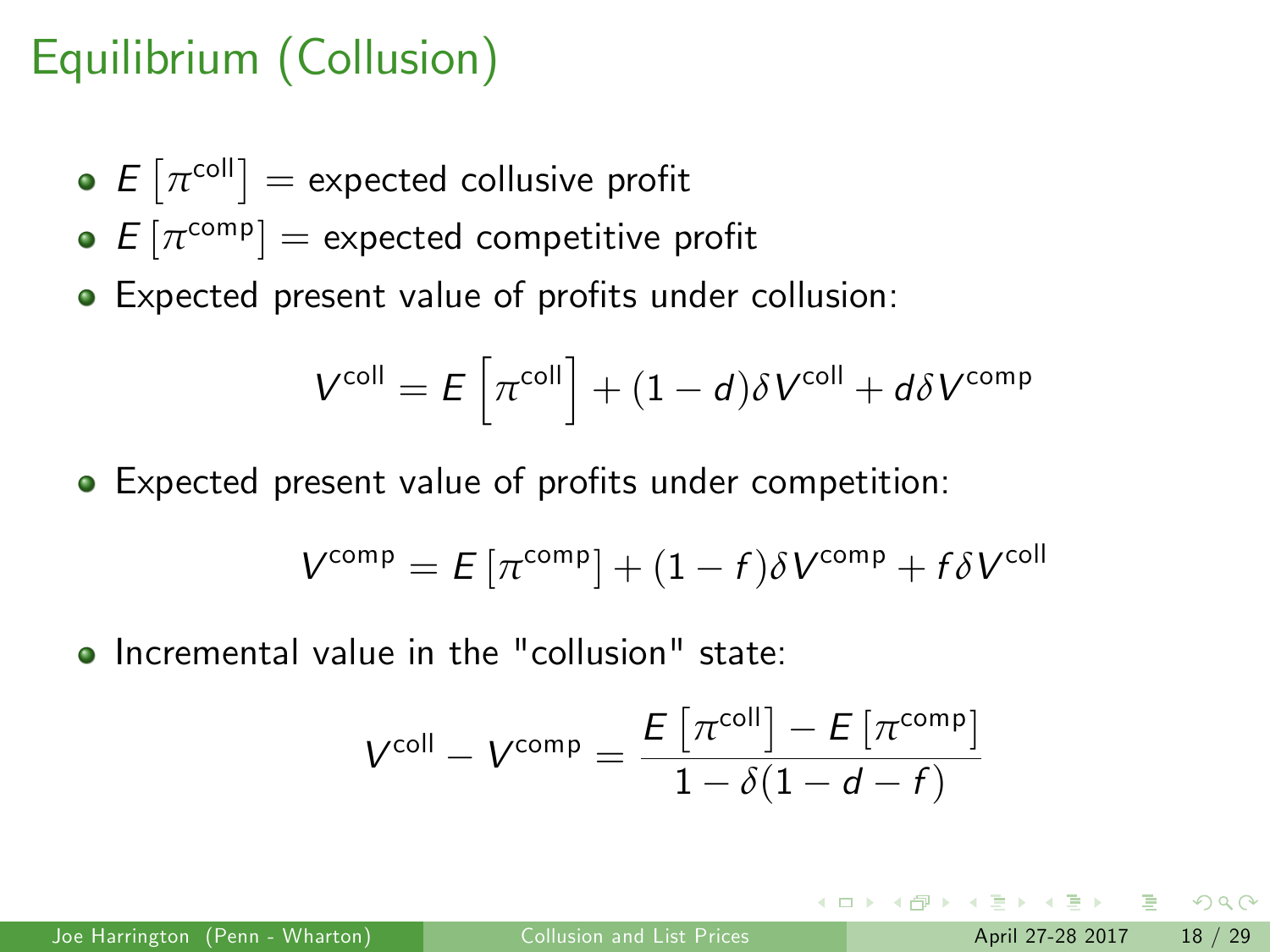# Equilibrium (Collusion)

- $E\left[\pi^{\text{coll}}\right]$ = expected collusive profit
- $E\left[\pi^{\text{comp}}\right]$ = expected competitive profit
- Expected present value of profits under collusion:

$$V^{\text{coll}} = E\left[\pi^{\text{coll}}\right] + (1-d)\delta V^{\text{coll}} + d\delta V^{\text{comp}}$$

- Expected present value of profits under competition:

$$V^{\text{comp}} = E\left[\pi^{\text{comp}}\right] + (1-f)\delta V^{\text{comp}} + f\delta V^{\text{coll}}$$

- Incremental value in the "collusion" state:

$$V^{\text{coll}} - V^{\text{comp}} = \frac{E\left[\pi^{\text{coll}}\right] - E\left[\pi^{\text{comp}}\right]}{1 - \delta(1-d-f)}$$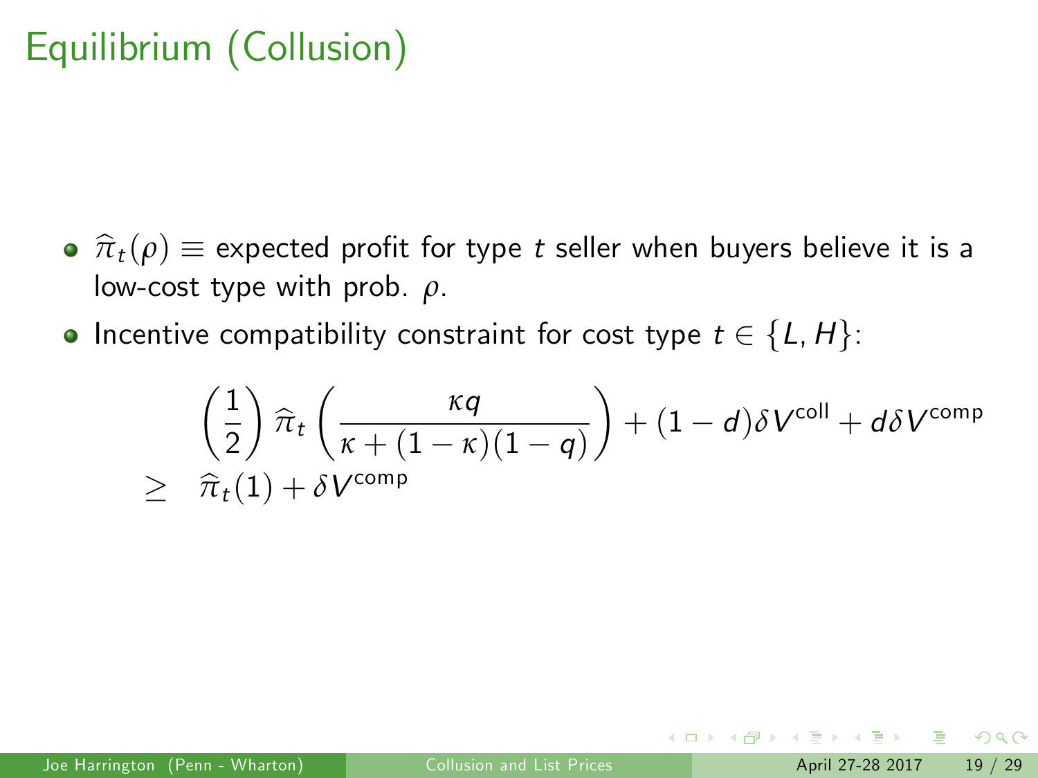# Equilibrium (Collusion)

- $\widehat{\pi}_t(\rho) \equiv$ expected profit for type $t$ seller when buyers believe it is a low-cost type with prob. $\rho$.
- Incentive compatibility constraint for cost type $t \in \{L, H\}$:

$$
\begin{aligned}
& \left(\frac{1}{2}\right) \widehat{\pi}_t \left( \frac{\kappa q}{\kappa + (1-\kappa)(1-q)} \right) + (1-d)\delta V^{\text{coll}} + d\delta V^{\text{comp}} \\
\geq \quad & \widehat{\pi}_t(1) + \delta V^{\text{comp}}
\end{aligned}
$$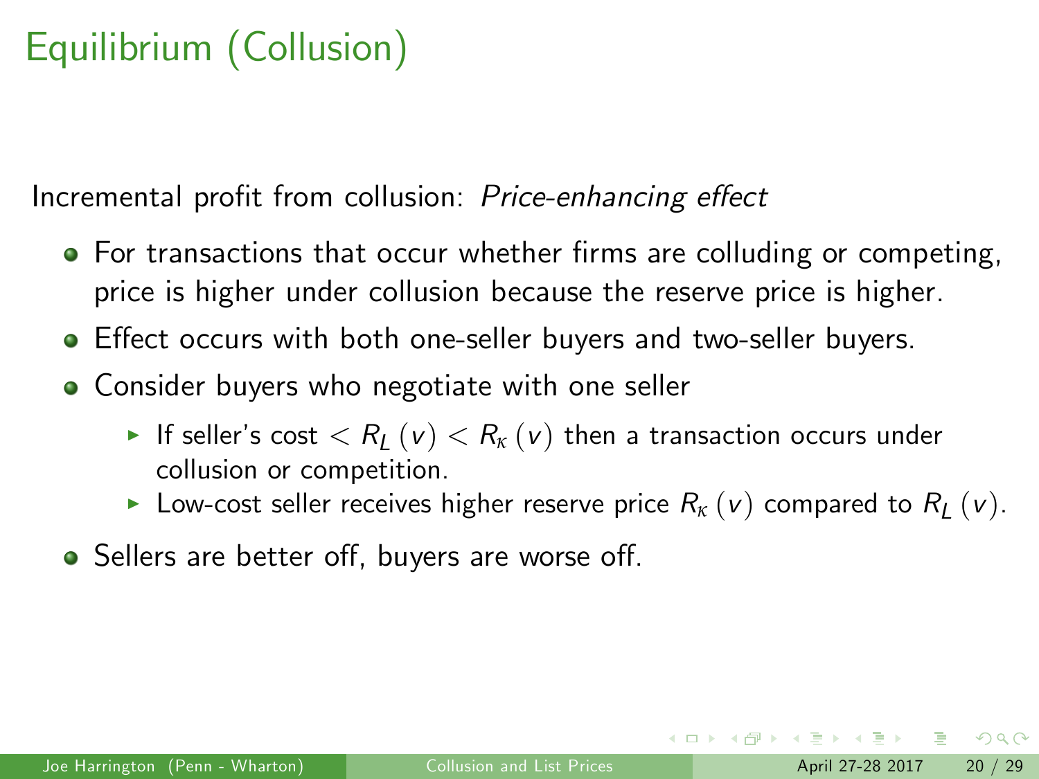# Equilibrium (Collusion)

Incremental profit from collusion: *Price-enhancing effect*

- For transactions that occur whether firms are colluding or competing, price is higher under collusion because the reserve price is higher.
- Effect occurs with both one-seller buyers and two-seller buyers.
- Consider buyers who negotiate with one seller
  - If seller's cost $< R_L(v) < R_\kappa(v)$ then a transaction occurs under collusion or competition.
  - Low-cost seller receives higher reserve price $R_\kappa(v)$ compared to $R_L(v)$.
- Sellers are better off, buyers are worse off.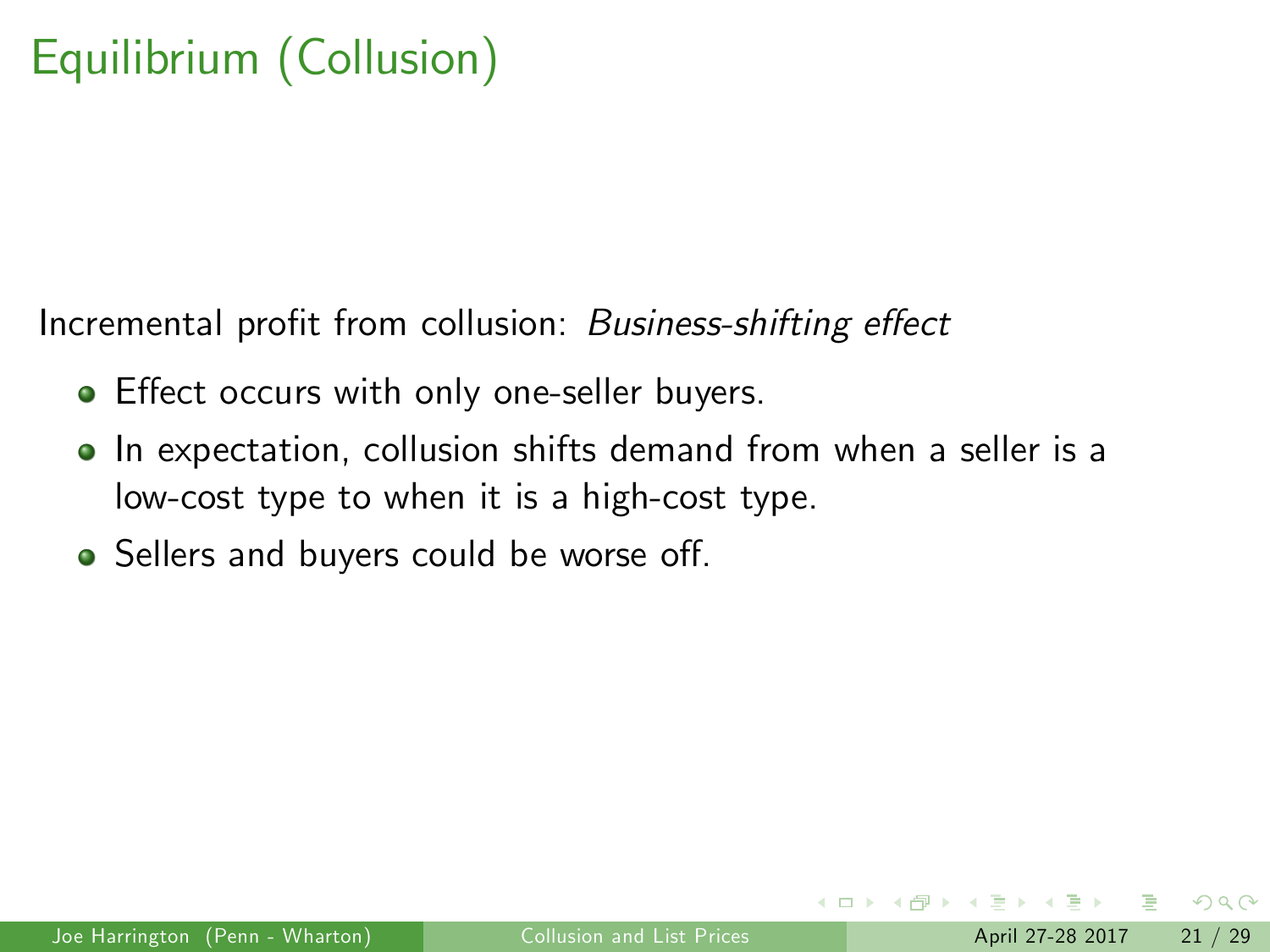# Equilibrium (Collusion)

Incremental profit from collusion: *Business-shifting effect*

- Effect occurs with only one-seller buyers.
- In expectation, collusion shifts demand from when a seller is a low-cost type to when it is a high-cost type.
- Sellers and buyers could be worse off.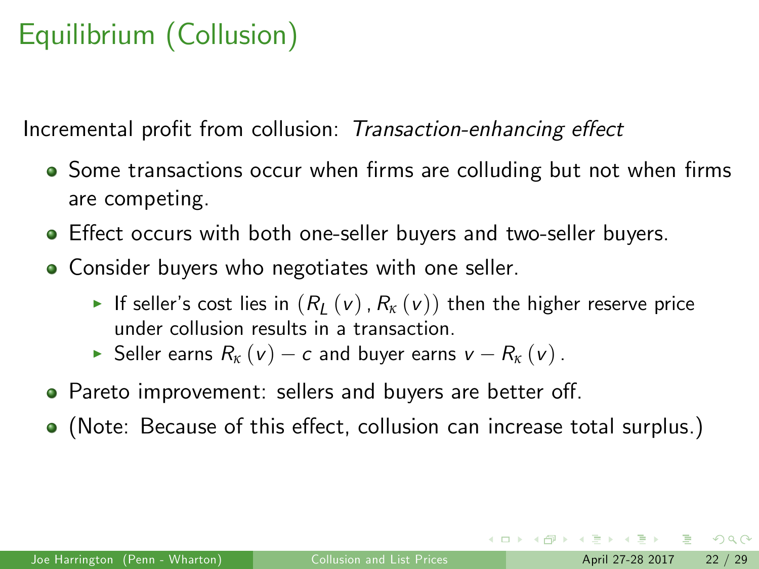# Equilibrium (Collusion)

Incremental profit from collusion: *Transaction-enhancing effect*

- Some transactions occur when firms are colluding but not when firms are competing.
- Effect occurs with both one-seller buyers and two-seller buyers.
- Consider buyers who negotiates with one seller.
  - If seller's cost lies in $(R_L(v), R_\kappa(v))$ then the higher reserve price under collusion results in a transaction.
  - Seller earns $R_\kappa(v) - c$ and buyer earns $v - R_\kappa(v)$.
- Pareto improvement: sellers and buyers are better off.
- (Note: Because of this effect, collusion can increase total surplus.)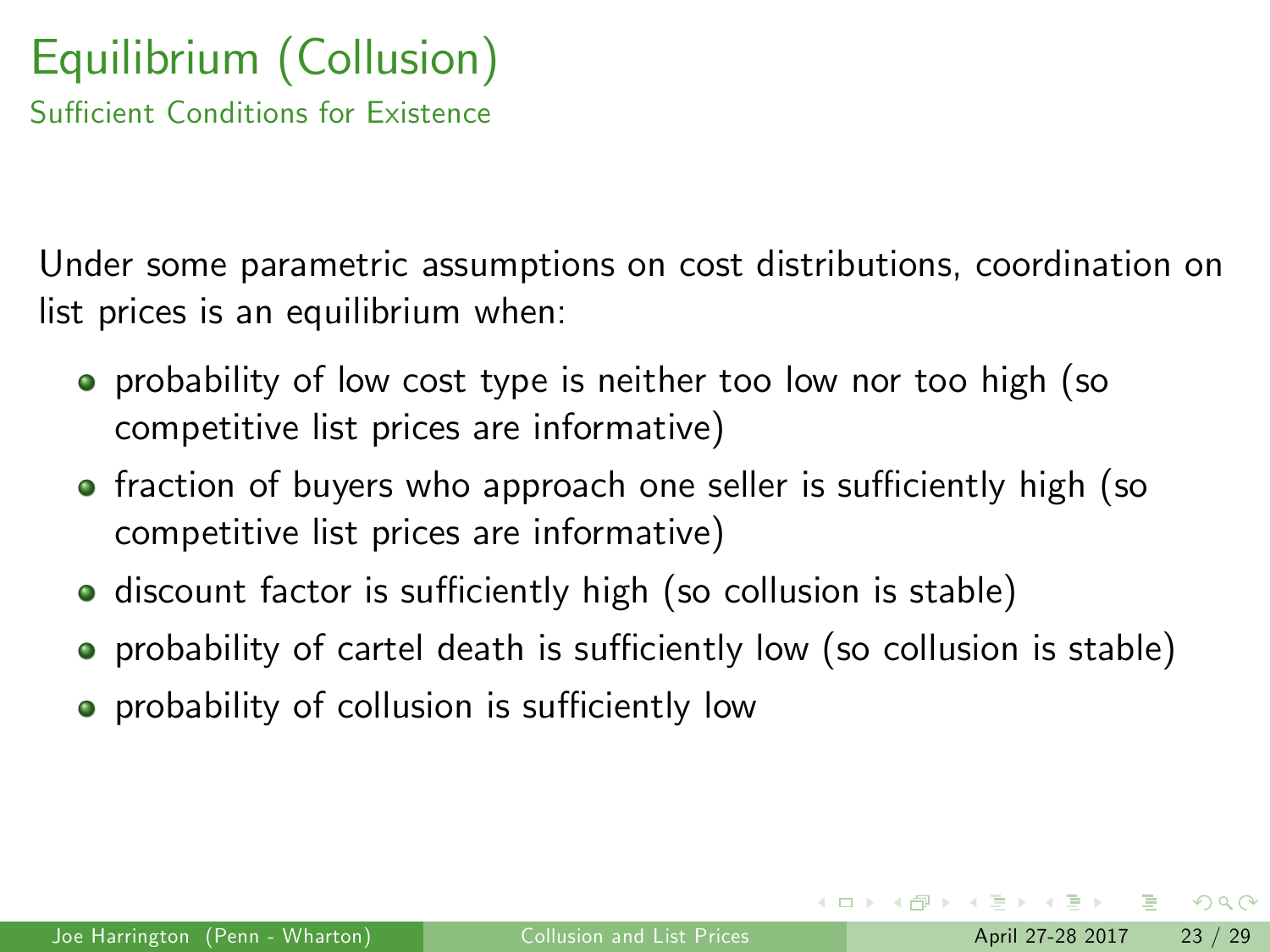# Equilibrium (Collusion)

## Sufficient Conditions for Existence

Under some parametric assumptions on cost distributions, coordination on list prices is an equilibrium when:

- probability of low cost type is neither too low nor too high (so competitive list prices are informative)
- fraction of buyers who approach one seller is sufficiently high (so competitive list prices are informative)
- discount factor is sufficiently high (so collusion is stable)
- probability of cartel death is sufficiently low (so collusion is stable)
- probability of collusion is sufficiently low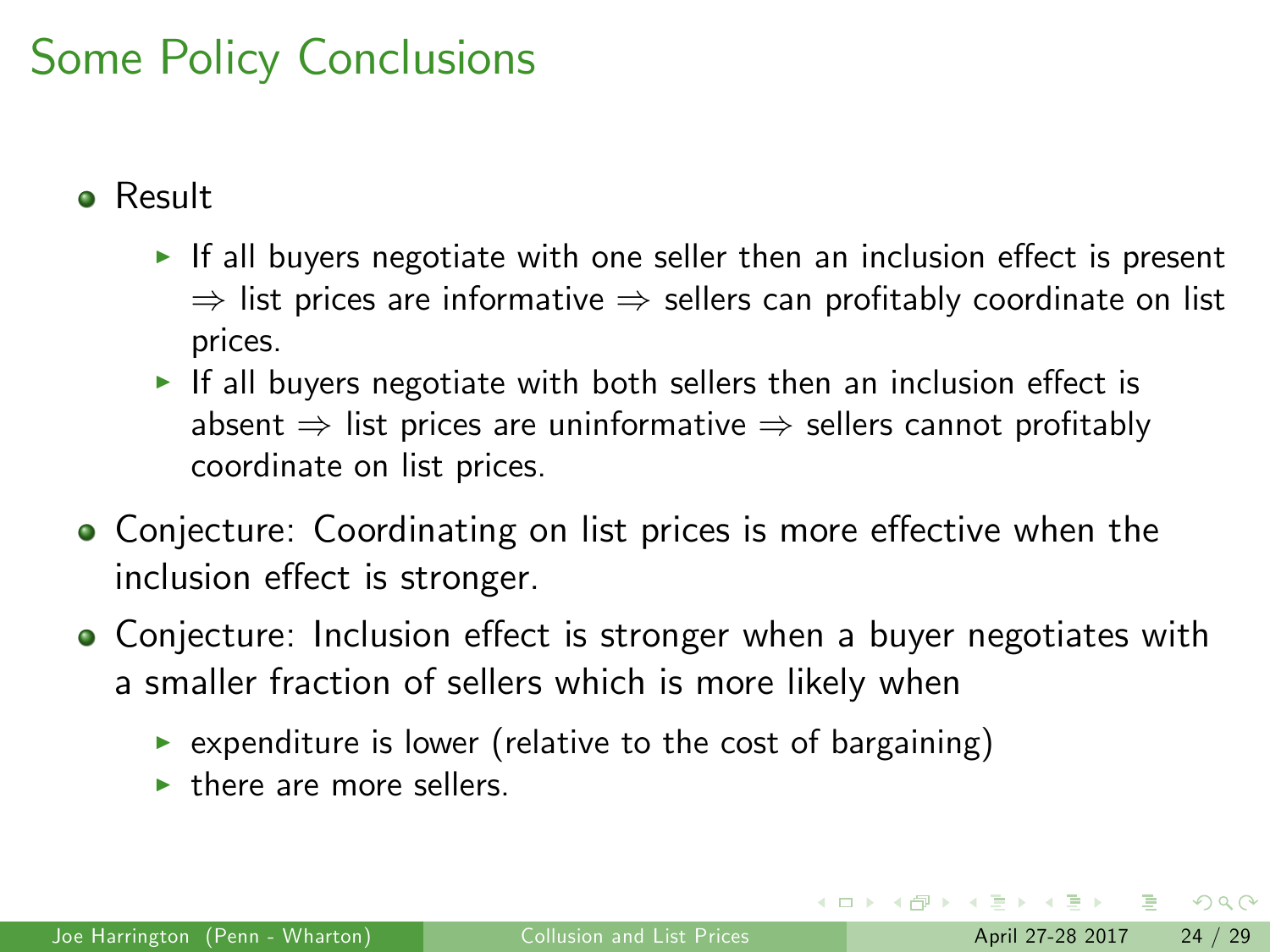# Some Policy Conclusions

- Result
  - If all buyers negotiate with one seller then an inclusion effect is present $\Rightarrow$ list prices are informative $\Rightarrow$ sellers can profitably coordinate on list prices.
  - If all buyers negotiate with both sellers then an inclusion effect is absent $\Rightarrow$ list prices are uninformative $\Rightarrow$ sellers cannot profitably coordinate on list prices.
- Conjecture: Coordinating on list prices is more effective when the inclusion effect is stronger.
- Conjecture: Inclusion effect is stronger when a buyer negotiates with a smaller fraction of sellers which is more likely when
  - expenditure is lower (relative to the cost of bargaining)
  - there are more sellers.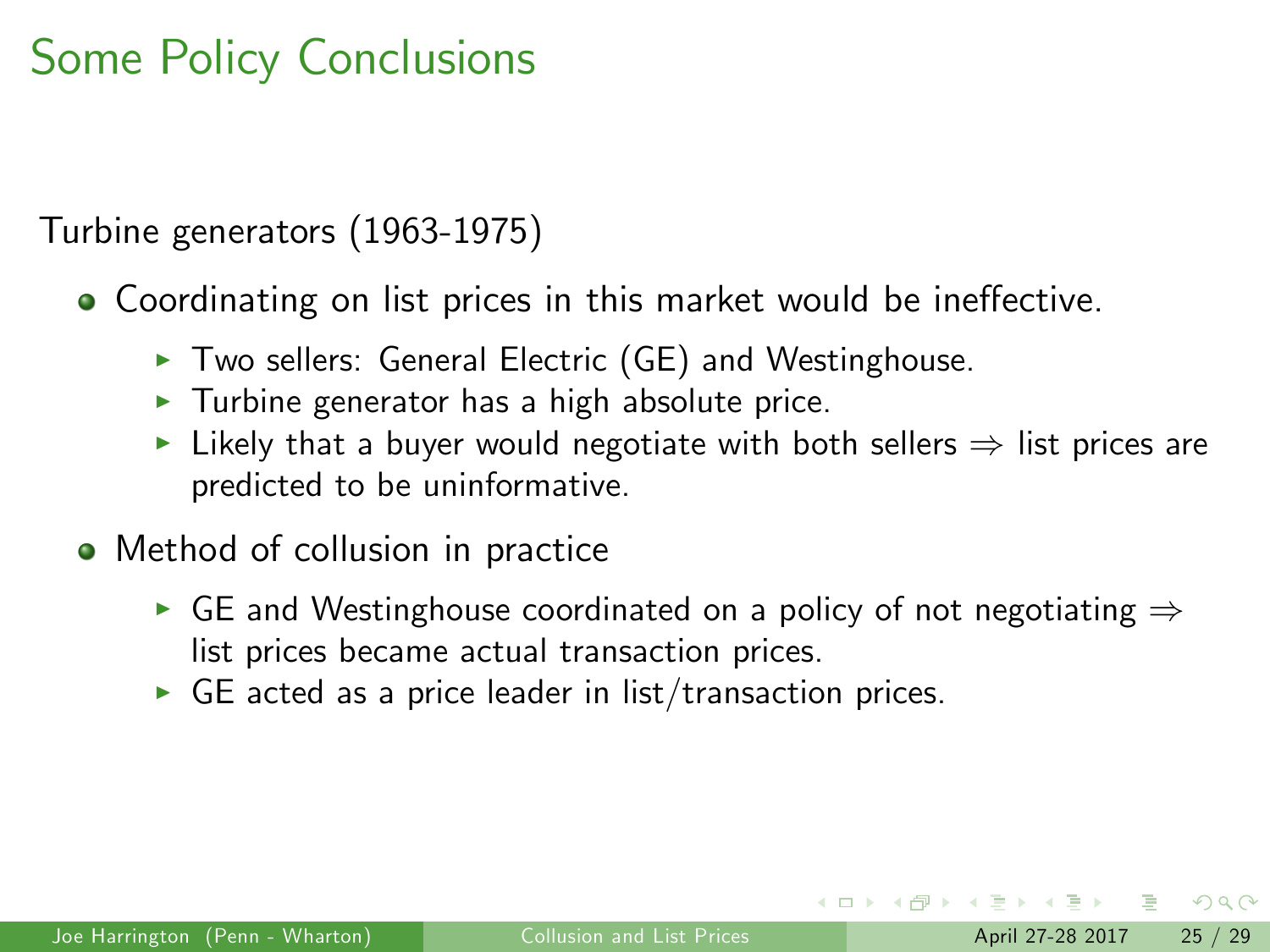# Some Policy Conclusions

Turbine generators (1963-1975)

- Coordinating on list prices in this market would be ineffective.
  - Two sellers: General Electric (GE) and Westinghouse.
  - Turbine generator has a high absolute price.
  - Likely that a buyer would negotiate with both sellers $\Rightarrow$ list prices are predicted to be uninformative.
- Method of collusion in practice
  - GE and Westinghouse coordinated on a policy of not negotiating $\Rightarrow$ list prices became actual transaction prices.
  - GE acted as a price leader in list/transaction prices.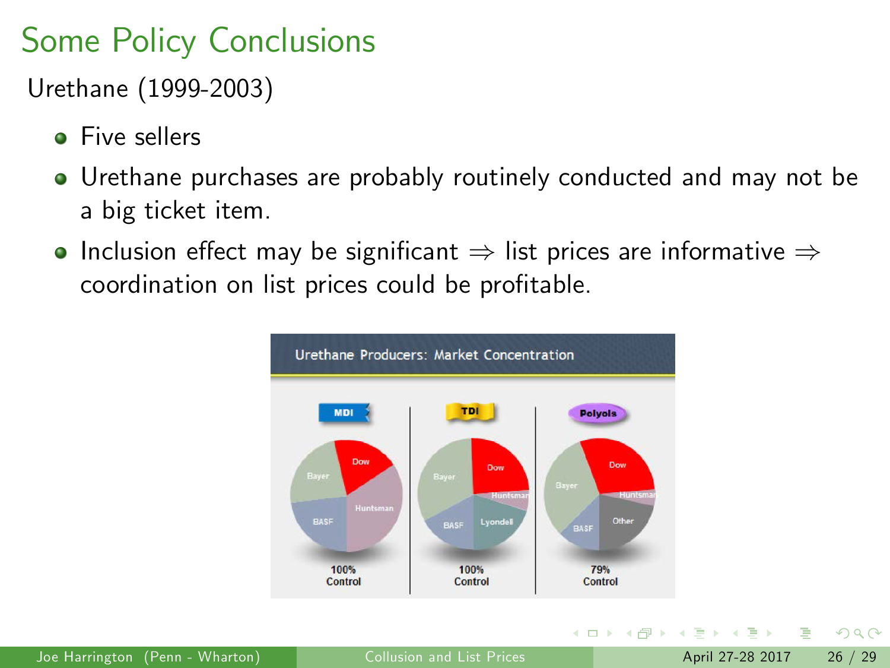# Some Policy Conclusions

Urethane (1999-2003)

- Five sellers
- Urethane purchases are probably routinely conducted and may not be a big ticket item.
- Inclusion effect may be significant $\Rightarrow$ list prices are informative $\Rightarrow$ coordination on list prices could be profitable.

Urethane Producers: Market Concentration

MDI

Dow
Bayer
Huntsman
BASF

100%
Control

TDI

Dow
Bayer
Huntsman
BASF
Lyondell

100%
Control

Polyols

Dow
Bayer
Huntsman
BASF
Other

79%
Control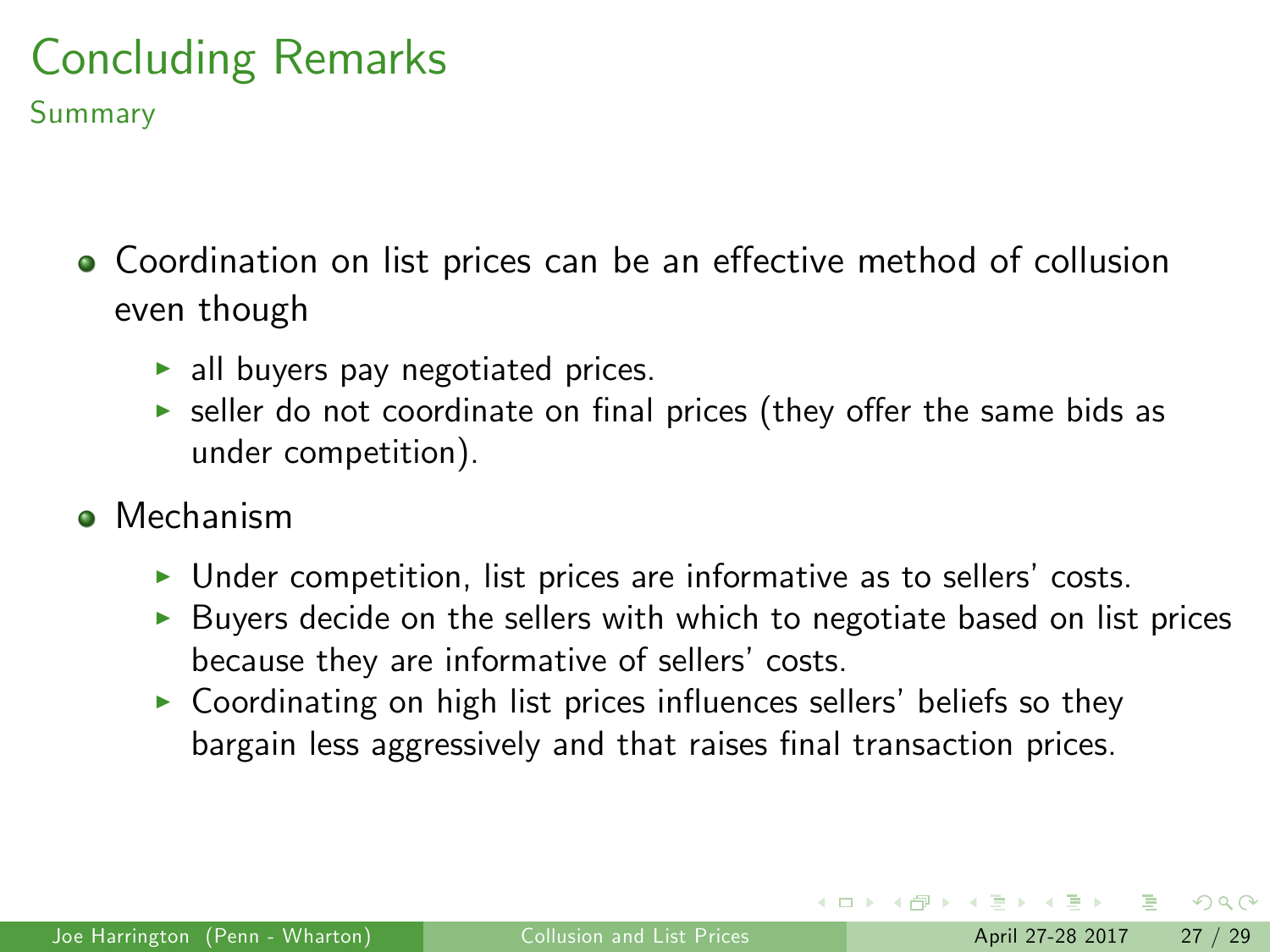# Concluding Remarks

## Summary

- Coordination on list prices can be an effective method of collusion even though
  - all buyers pay negotiated prices.
  - seller do not coordinate on final prices (they offer the same bids as under competition).
- Mechanism
  - Under competition, list prices are informative as to sellers' costs.
  - Buyers decide on the sellers with which to negotiate based on list prices because they are informative of sellers' costs.
  - Coordinating on high list prices influences sellers' beliefs so they bargain less aggressively and that raises final transaction prices.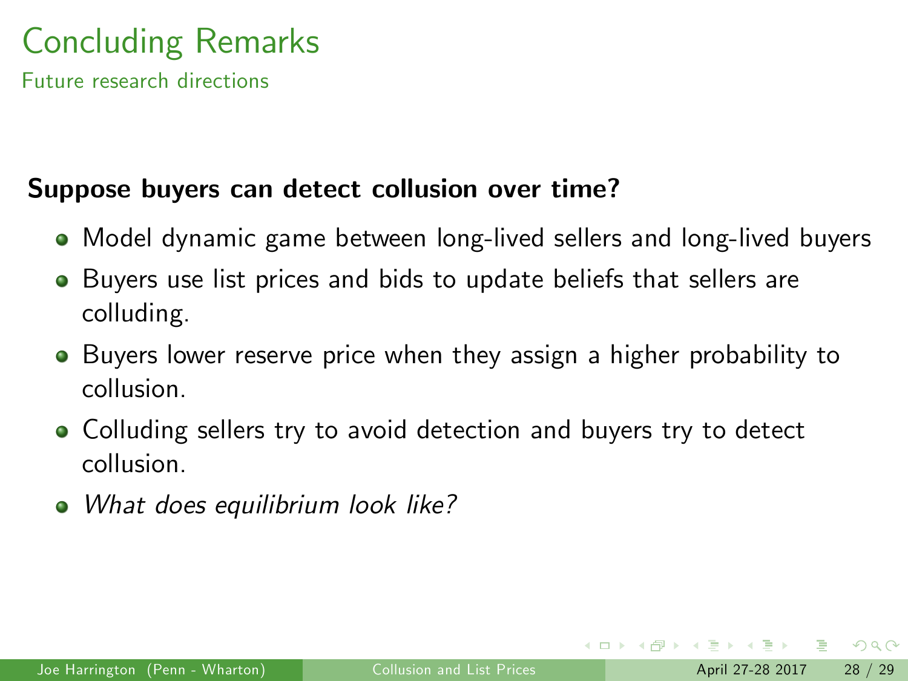# Concluding Remarks

## Future research directions

**Suppose buyers can detect collusion over time?**

- Model dynamic game between long-lived sellers and long-lived buyers
- Buyers use list prices and bids to update beliefs that sellers are colluding.
- Buyers lower reserve price when they assign a higher probability to collusion.
- Colluding sellers try to avoid detection and buyers try to detect collusion.
- *What does equilibrium look like?*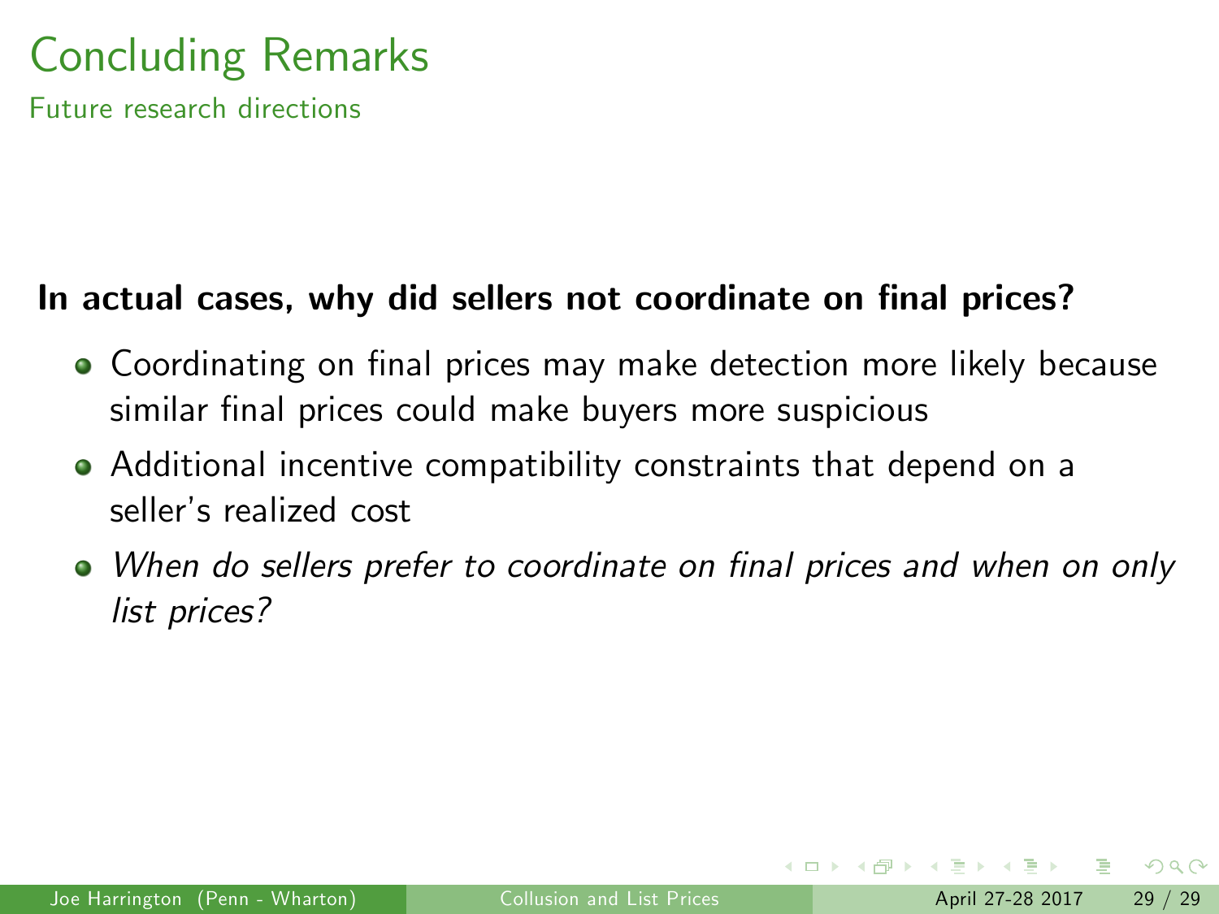# Concluding Remarks

## Future research directions

**In actual cases, why did sellers not coordinate on final prices?**

- Coordinating on final prices may make detection more likely because similar final prices could make buyers more suspicious
- Additional incentive compatibility constraints that depend on a seller's realized cost
- *When do sellers prefer to coordinate on final prices and when on only list prices?*